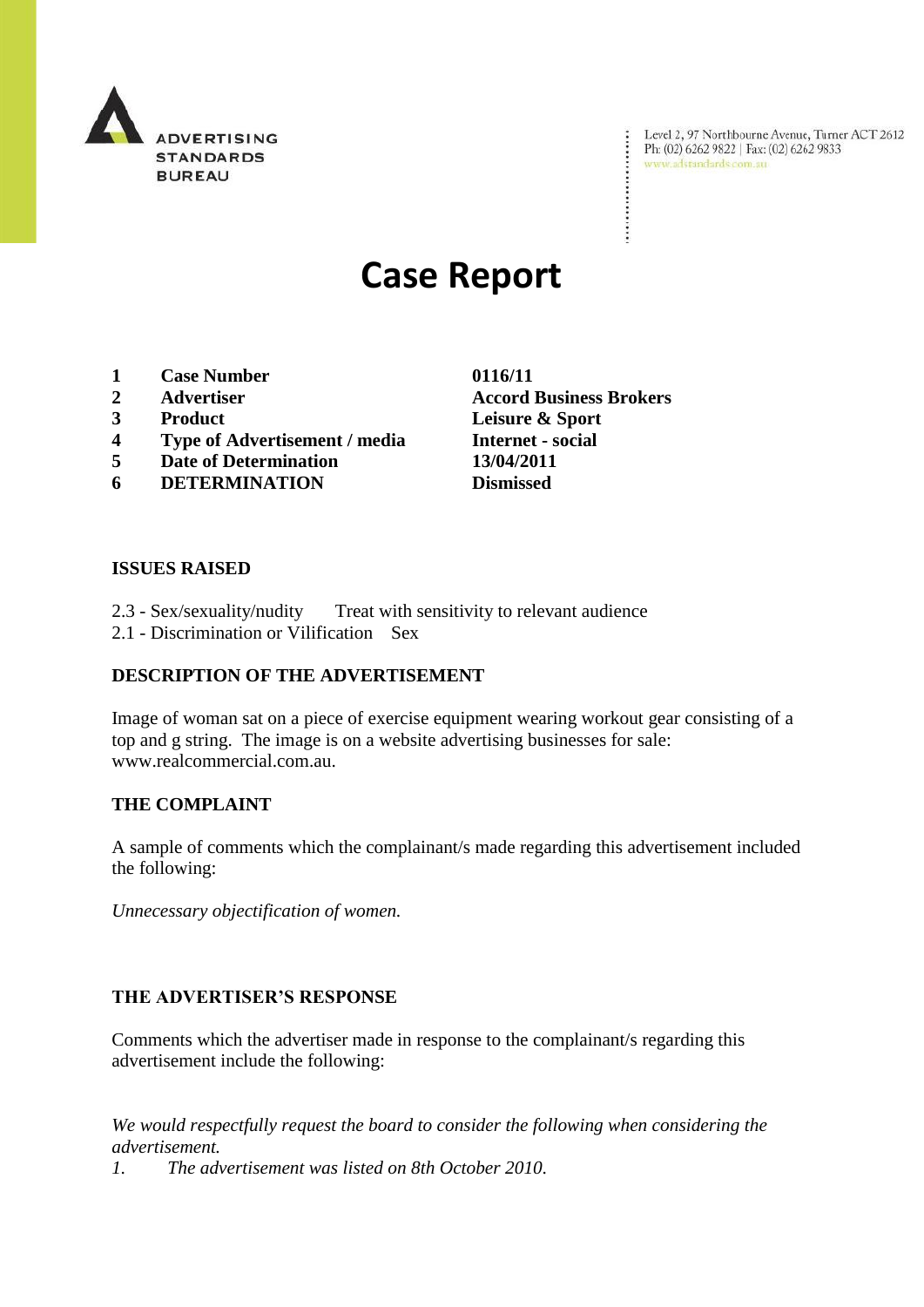ADVERTISING STANDARDS BUREAU

Level 2, 97 Northbourne Avenue, Turner ACT 2612
Ph: (02) 6262 9822 | Fax: (02) 6262 9833
www.adstandards.com.au

# Case Report

| | | |
|---|---|---|
| 1 | **Case Number** | **0116/11** |
| 2 | **Advertiser** | **Accord Business Brokers** |
| 3 | **Product** | **Leisure & Sport** |
| 4 | **Type of Advertisement / media** | **Internet - social** |
| 5 | **Date of Determination** | **13/04/2011** |
| 6 | **DETERMINATION** | **Dismissed** |

**ISSUES RAISED**

2.3 - Sex/sexuality/nudity Treat with sensitivity to relevant audience
2.1 - Discrimination or Vilification Sex

**DESCRIPTION OF THE ADVERTISEMENT**

Image of woman sat on a piece of exercise equipment wearing workout gear consisting of a top and g string. The image is on a website advertising businesses for sale: www.realcommercial.com.au.

**THE COMPLAINT**

A sample of comments which the complainant/s made regarding this advertisement included the following:

*Unnecessary objectification of women.*

**THE ADVERTISER'S RESPONSE**

Comments which the advertiser made in response to the complainant/s regarding this advertisement include the following:

*We would respectfully request the board to consider the following when considering the advertisement.*

1. *The advertisement was listed on 8th October 2010.*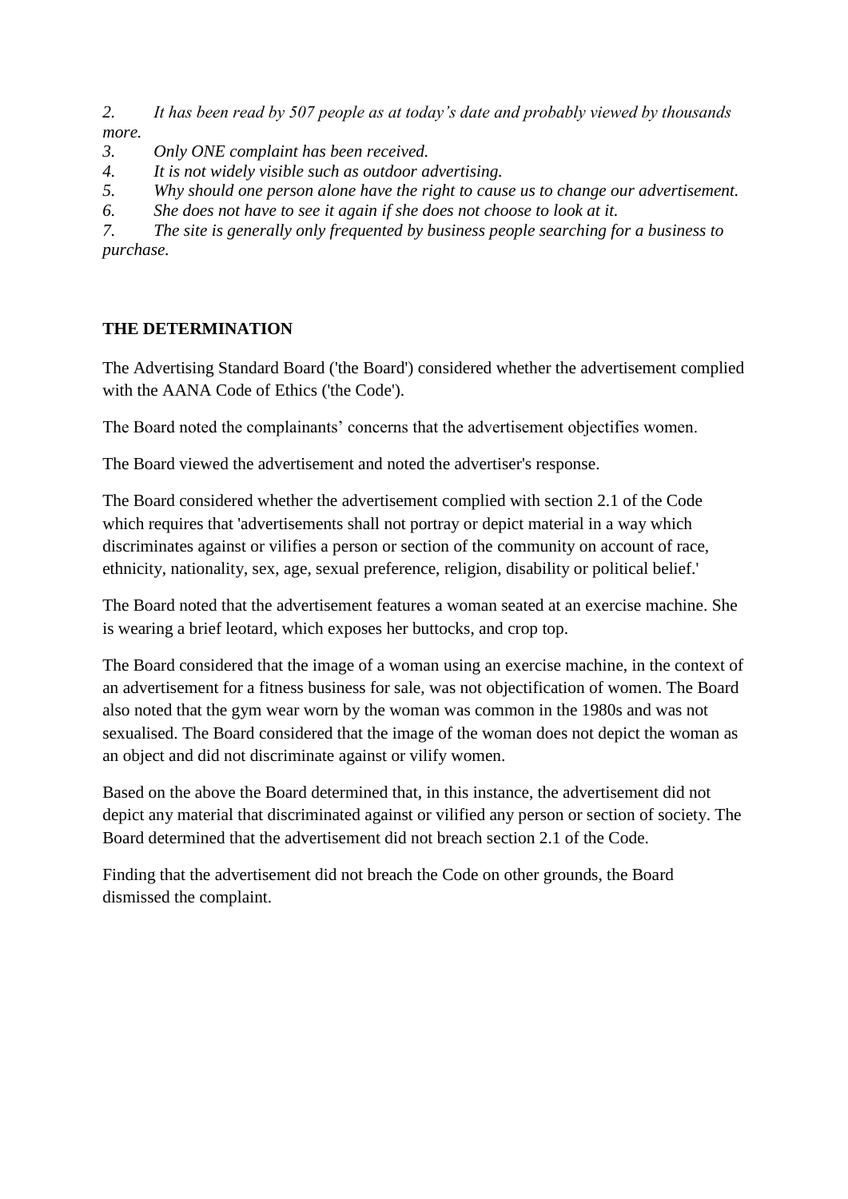*2. It has been read by 507 people as at today's date and probably viewed by thousands more.*

*3. Only ONE complaint has been received.*

*4. It is not widely visible such as outdoor advertising.*

*5. Why should one person alone have the right to cause us to change our advertisement.*

*6. She does not have to see it again if she does not choose to look at it.*

*7. The site is generally only frequented by business people searching for a business to purchase.*

**THE DETERMINATION**

The Advertising Standard Board ('the Board') considered whether the advertisement complied with the AANA Code of Ethics ('the Code').

The Board noted the complainants' concerns that the advertisement objectifies women.

The Board viewed the advertisement and noted the advertiser's response.

The Board considered whether the advertisement complied with section 2.1 of the Code which requires that 'advertisements shall not portray or depict material in a way which discriminates against or vilifies a person or section of the community on account of race, ethnicity, nationality, sex, age, sexual preference, religion, disability or political belief.'

The Board noted that the advertisement features a woman seated at an exercise machine. She is wearing a brief leotard, which exposes her buttocks, and crop top.

The Board considered that the image of a woman using an exercise machine, in the context of an advertisement for a fitness business for sale, was not objectification of women. The Board also noted that the gym wear worn by the woman was common in the 1980s and was not sexualised. The Board considered that the image of the woman does not depict the woman as an object and did not discriminate against or vilify women.

Based on the above the Board determined that, in this instance, the advertisement did not depict any material that discriminated against or vilified any person or section of society. The Board determined that the advertisement did not breach section 2.1 of the Code.

Finding that the advertisement did not breach the Code on other grounds, the Board dismissed the complaint.